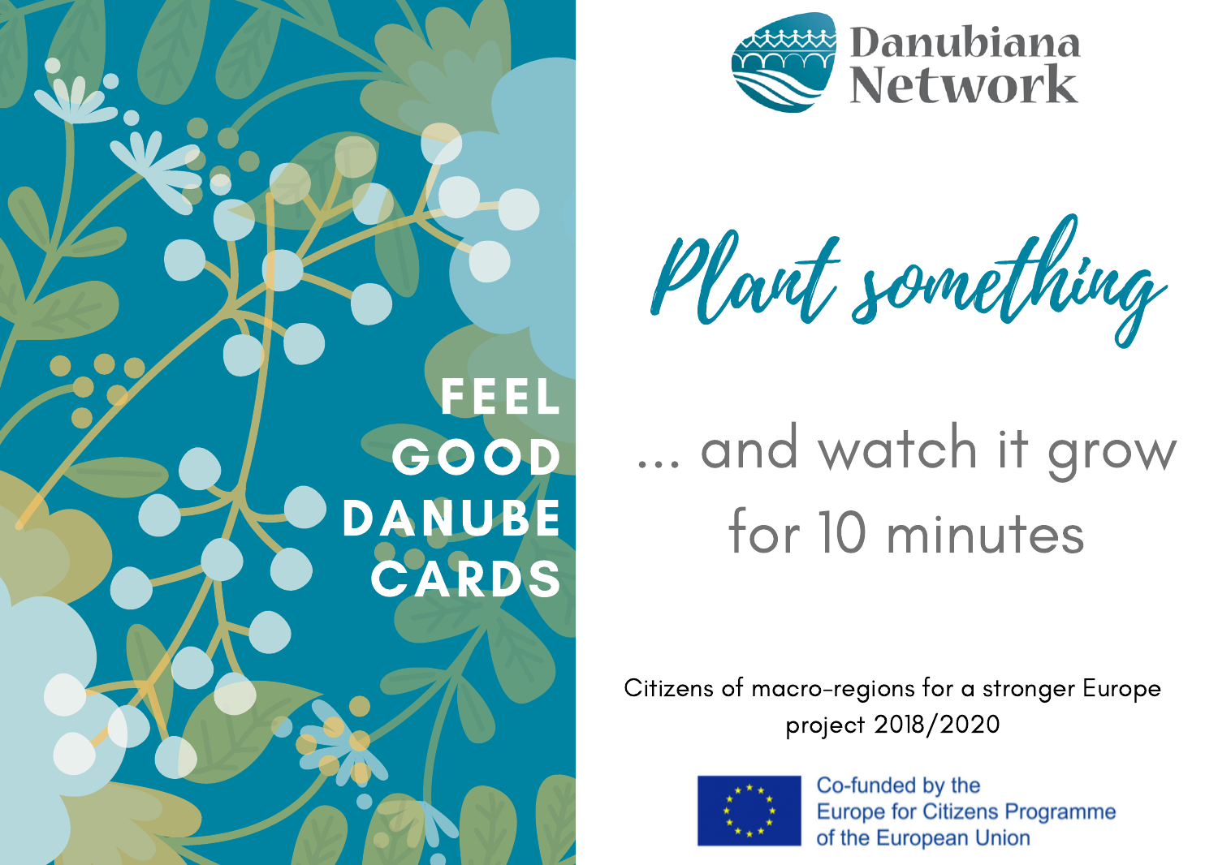FEEL GOOD DANUBE CARDS

Danubiana Network

# Plant something

... and watch it grow for 10 minutes

Citizens of macro-regions for a stronger Europe project 2018/2020

Co-funded by the Europe for Citizens Programme of the European Union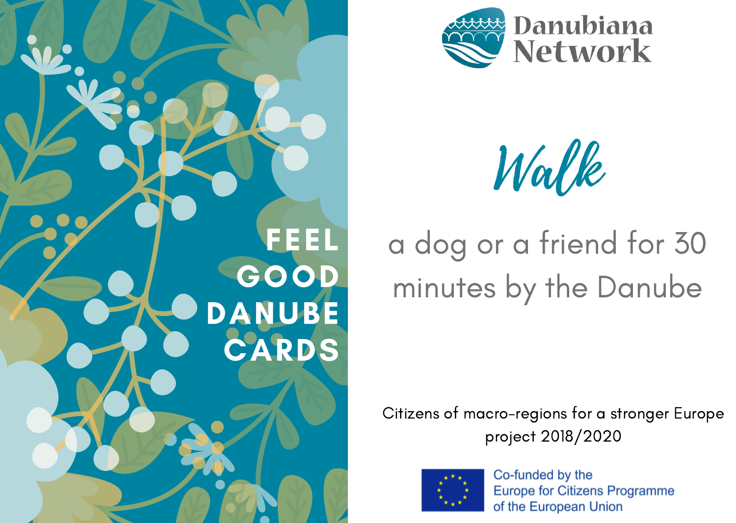# FEEL GOOD DANUBE CARDS

Danubiana Network

## *Walk*

a dog or a friend for 30 minutes by the Danube

Citizens of macro-regions for a stronger Europe project 2018/2020

Co-funded by the Europe for Citizens Programme of the European Union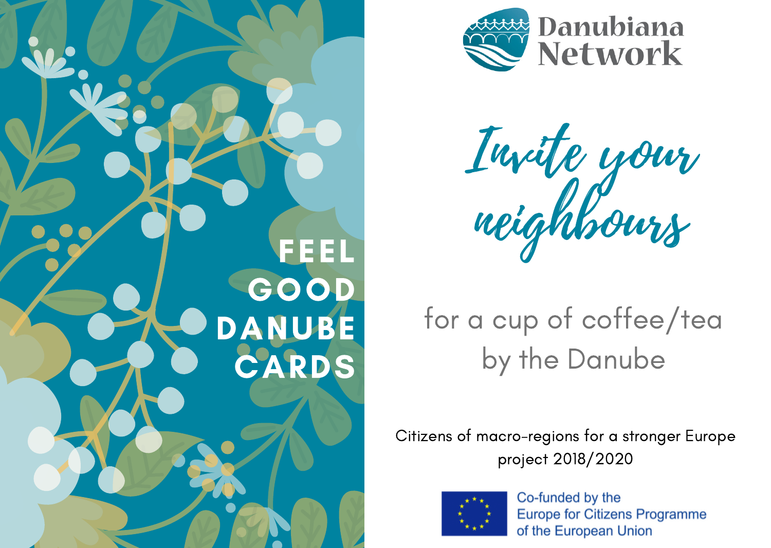# FEEL GOOD DANUBE CARDS

Danubiana Network

## Invite your neighbours

for a cup of coffee/tea by the Danube

Citizens of macro-regions for a stronger Europe project 2018/2020

Co-funded by the Europe for Citizens Programme of the European Union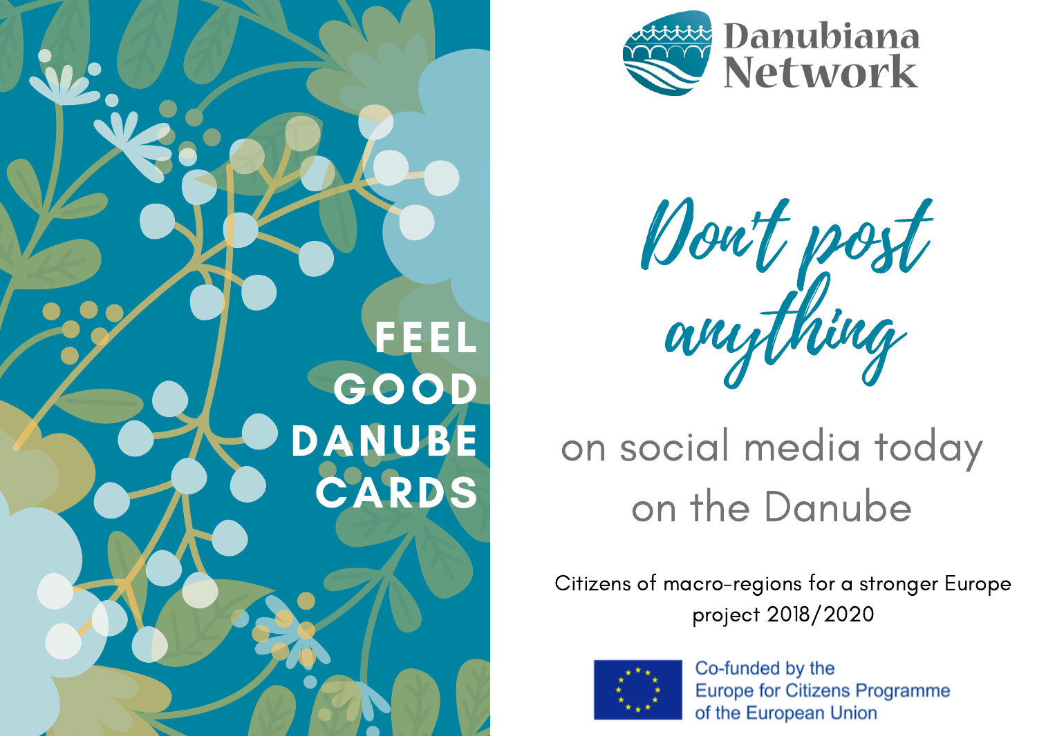FEEL GOOD DANUBE CARDS

Danubiana Network

# *Don't post anything*

on social media today on the Danube

Citizens of macro-regions for a stronger Europe project 2018/2020

Co-funded by the Europe for Citizens Programme of the European Union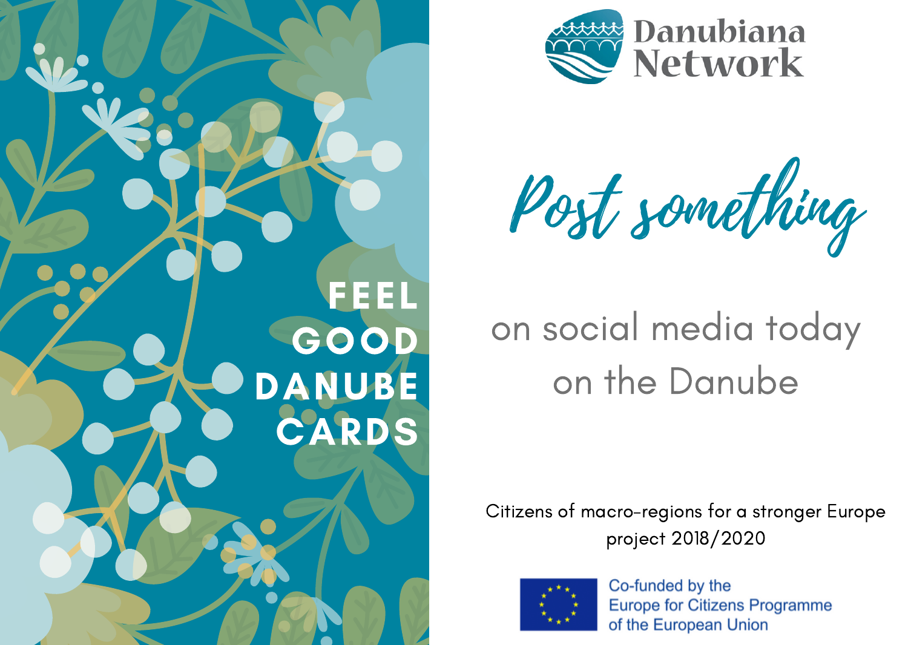FEEL GOOD DANUBE CARDS

Danubiana Network

# Post something

on social media today on the Danube

Citizens of macro-regions for a stronger Europe project 2018/2020

Co-funded by the Europe for Citizens Programme of the European Union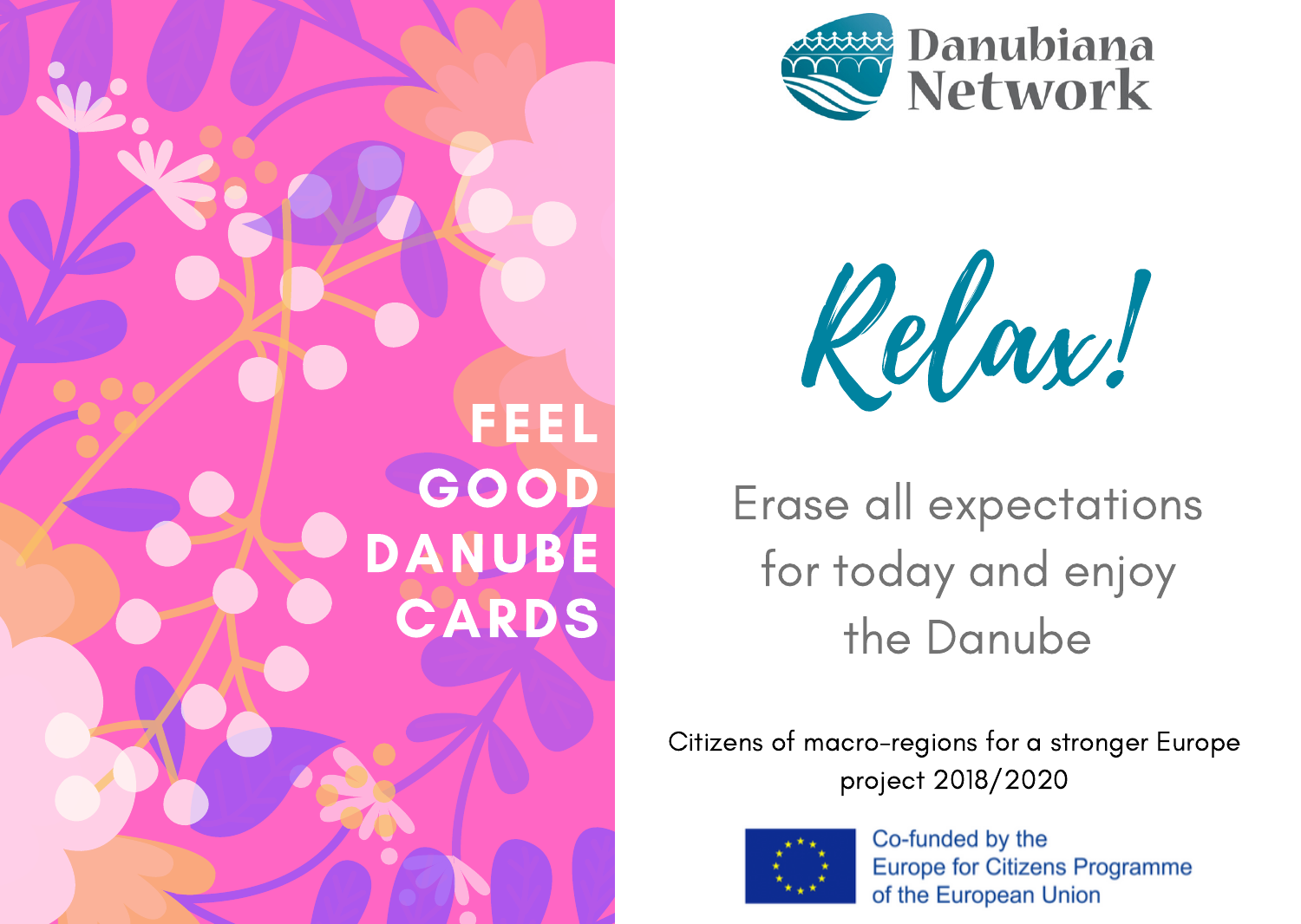FEEL GOOD DANUBE CARDS

Danubiana Network

# Relax!

Erase all expectations for today and enjoy the Danube

Citizens of macro-regions for a stronger Europe project 2018/2020

Co-funded by the Europe for Citizens Programme of the European Union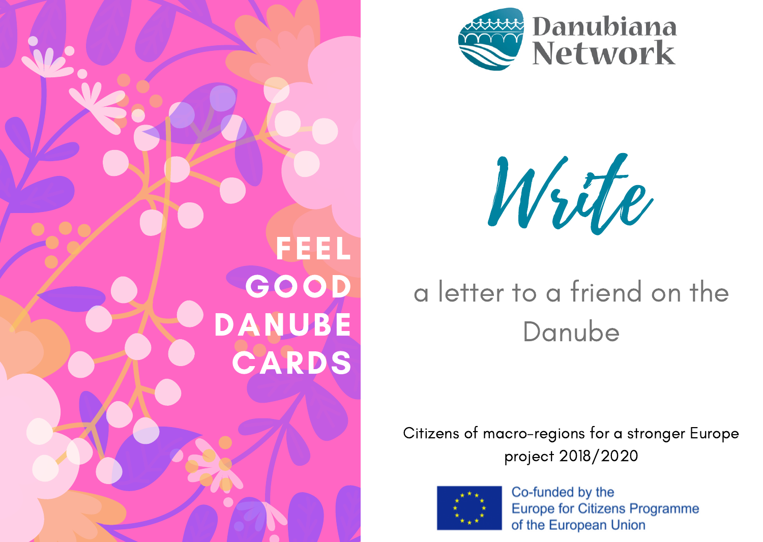FEEL GOOD DANUBE CARDS

Danubiana Network

# Write

a letter to a friend on the Danube

Citizens of macro-regions for a stronger Europe project 2018/2020

Co-funded by the Europe for Citizens Programme of the European Union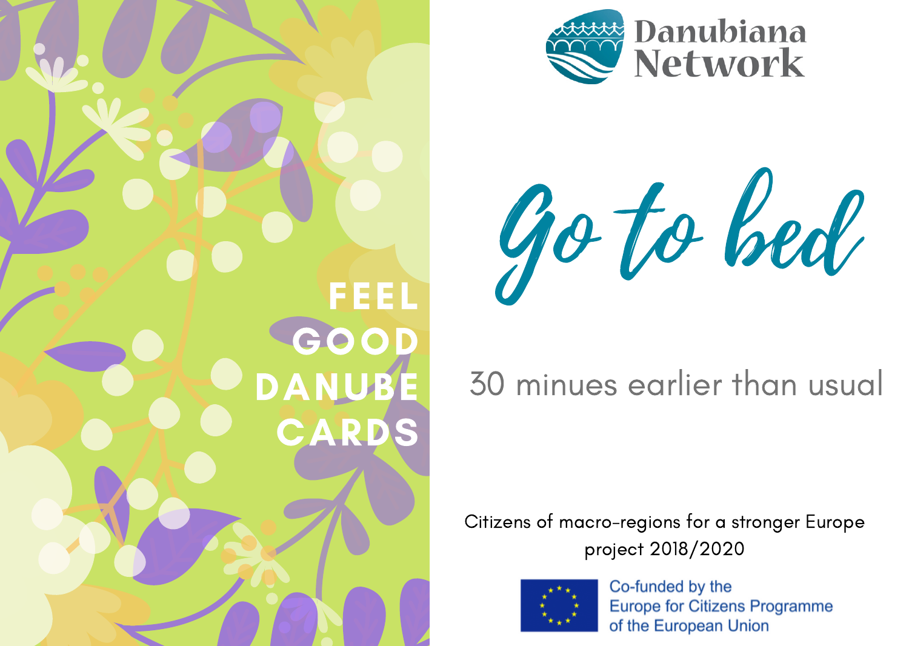FEEL GOOD DANUBE CARDS

Danubiana Network

# Go to bed

30 minues earlier than usual

Citizens of macro-regions for a stronger Europe project 2018/2020

Co-funded by the Europe for Citizens Programme of the European Union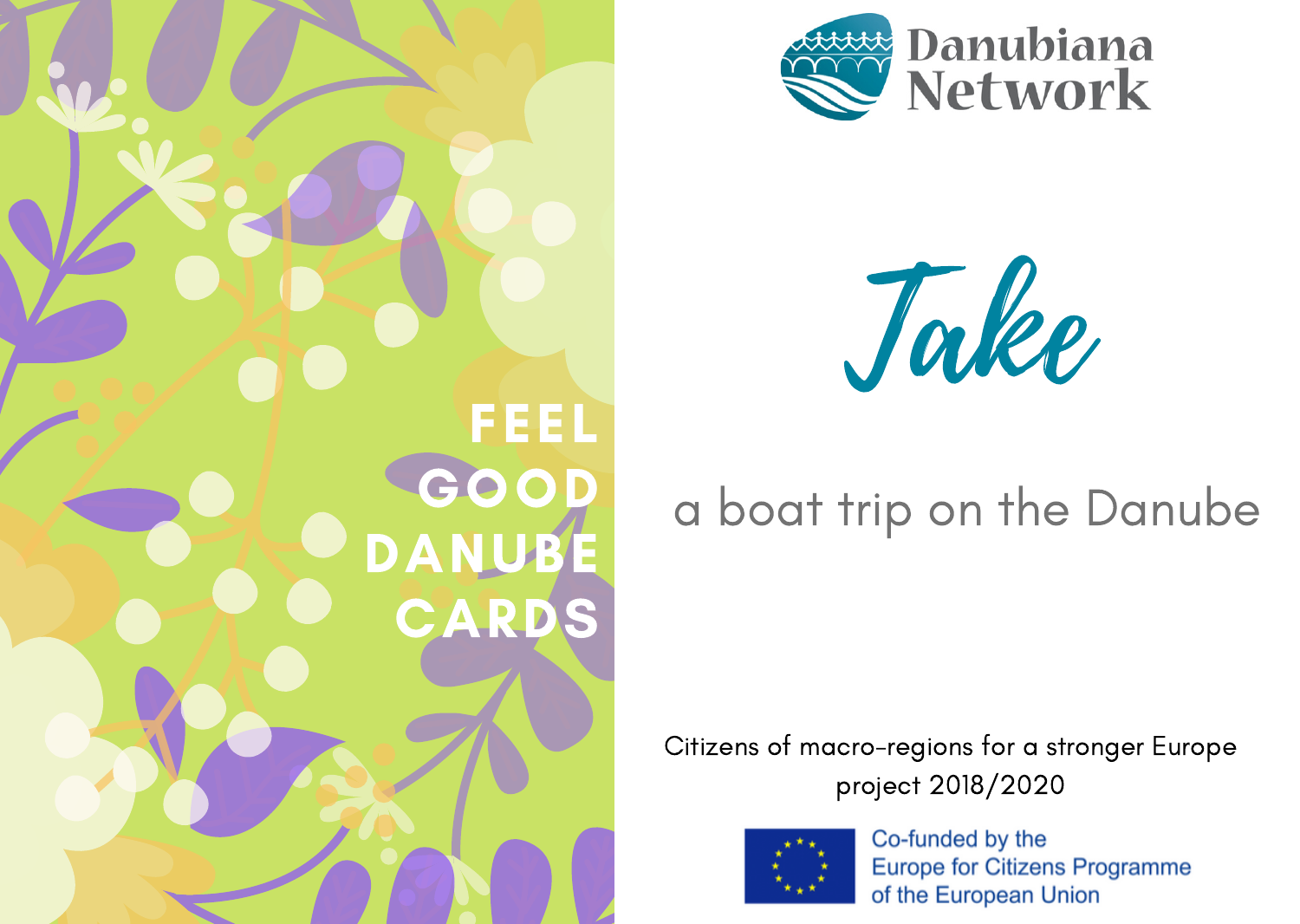FEEL GOOD DANUBE CARDS

Danubiana Network

# *Take*

a boat trip on the Danube

Citizens of macro-regions for a stronger Europe project 2018/2020

Co-funded by the Europe for Citizens Programme of the European Union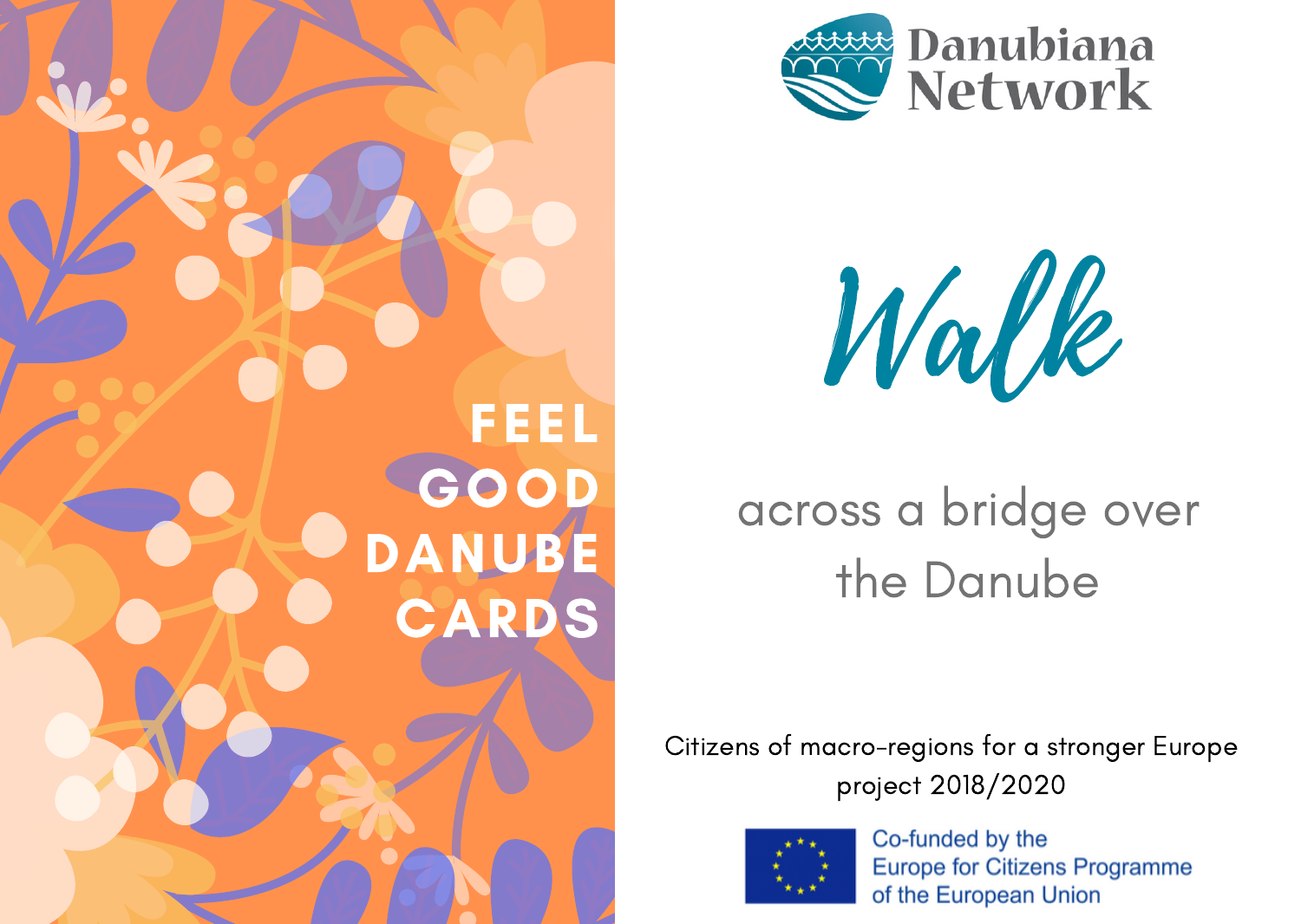FEEL GOOD DANUBE CARDS

Danubiana Network

# Walk

## across a bridge over the Danube

Citizens of macro-regions for a stronger Europe project 2018/2020

Co-funded by the Europe for Citizens Programme of the European Union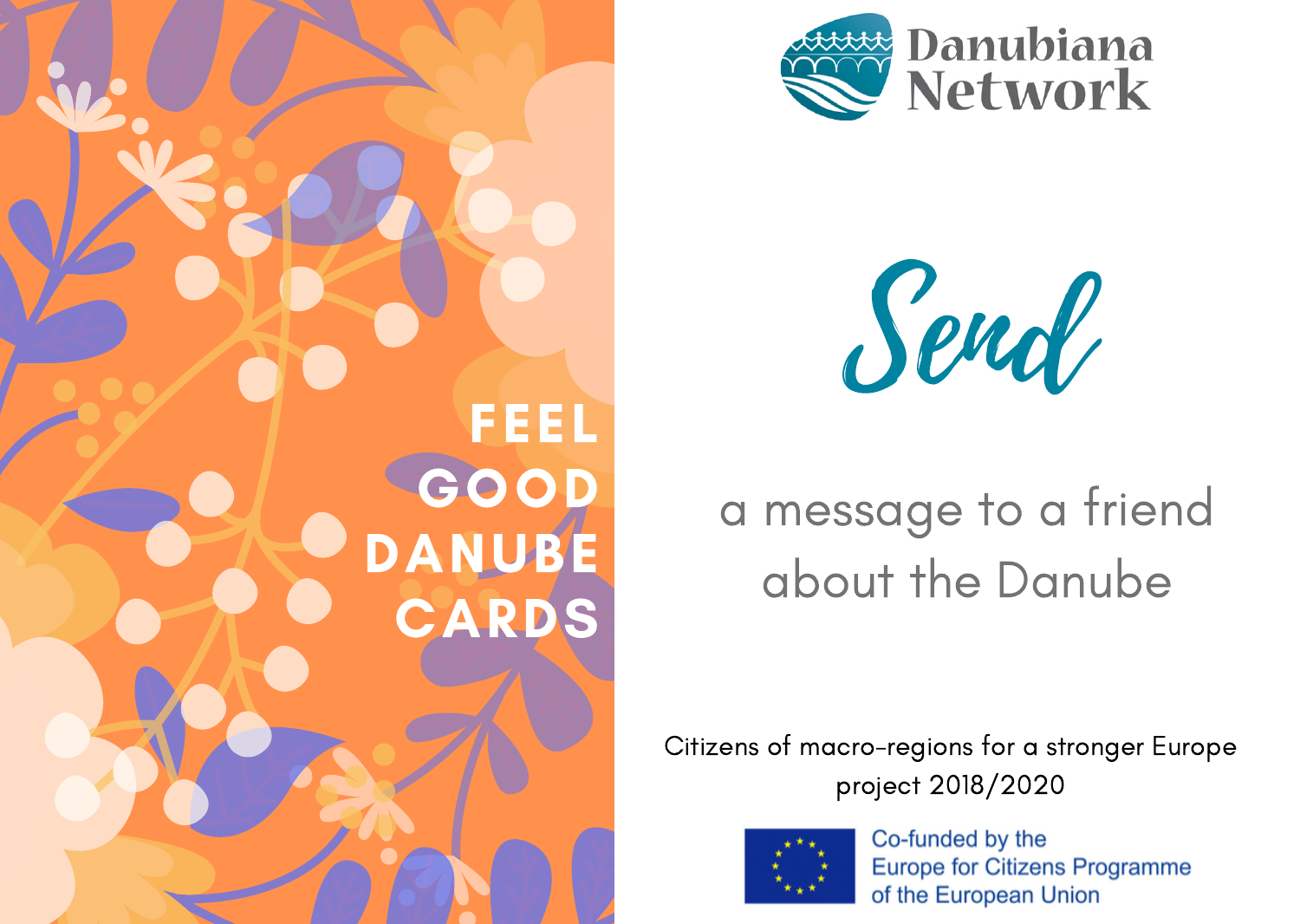# FEEL GOOD DANUBE CARDS

Danubiana Network

## Send

a message to a friend about the Danube

Citizens of macro-regions for a stronger Europe project 2018/2020

Co-funded by the Europe for Citizens Programme of the European Union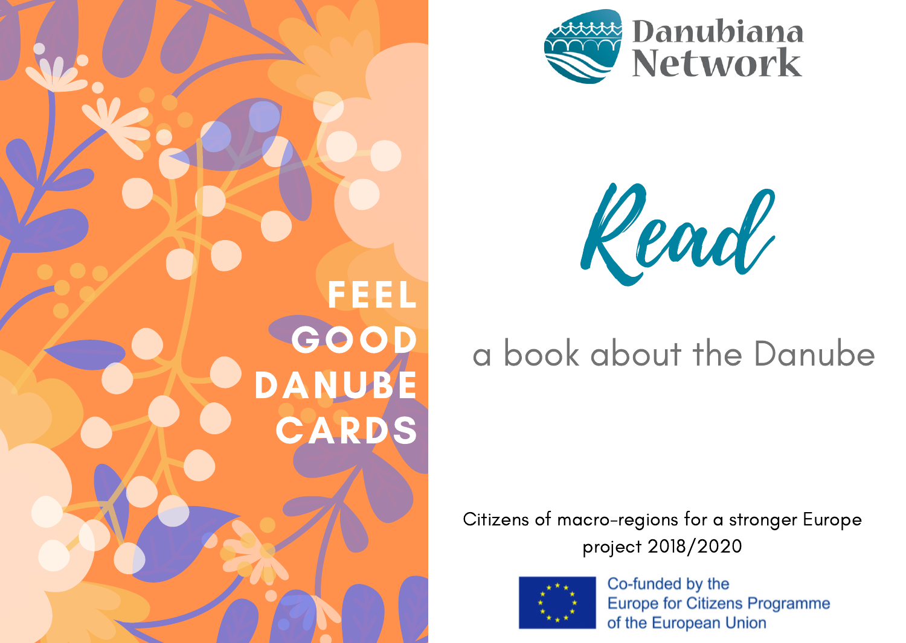FEEL GOOD DANUBE CARDS

Danubiana Network

# Read

a book about the Danube

Citizens of macro-regions for a stronger Europe project 2018/2020

Co-funded by the Europe for Citizens Programme of the European Union